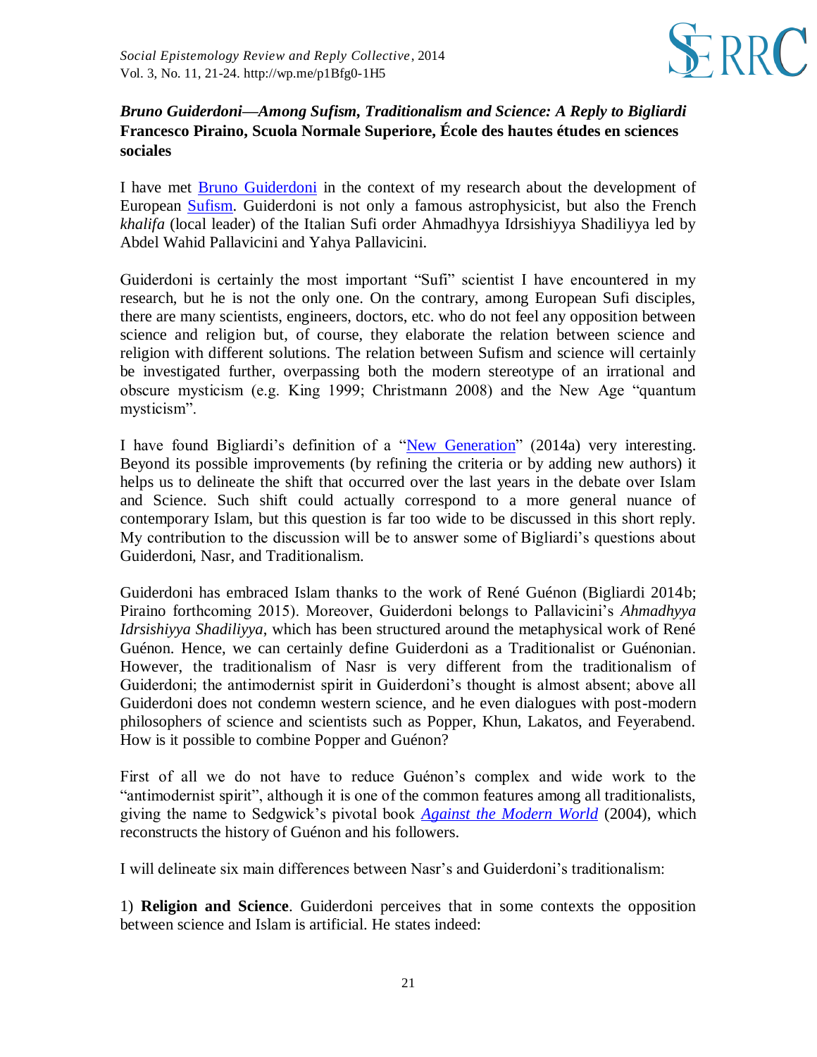***Bruno Guiderdoni—Among Sufism, Traditionalism and Science: A Reply to Bigliardi***
**Francesco Piraino, Scuola Normale Superiore, École des hautes études en sciences sociales**

I have met Bruno Guiderdoni in the context of my research about the development of European Sufism. Guiderdoni is not only a famous astrophysicist, but also the French *khalifa* (local leader) of the Italian Sufi order Ahmadhyya Idrsishiyya Shadiliyya led by Abdel Wahid Pallavicini and Yahya Pallavicini.

Guiderdoni is certainly the most important "Sufi" scientist I have encountered in my research, but he is not the only one. On the contrary, among European Sufi disciples, there are many scientists, engineers, doctors, etc. who do not feel any opposition between science and religion but, of course, they elaborate the relation between science and religion with different solutions. The relation between Sufism and science will certainly be investigated further, overpassing both the modern stereotype of an irrational and obscure mysticism (e.g. King 1999; Christmann 2008) and the New Age "quantum mysticism".

I have found Bigliardi's definition of a "New Generation" (2014a) very interesting. Beyond its possible improvements (by refining the criteria or by adding new authors) it helps us to delineate the shift that occurred over the last years in the debate over Islam and Science. Such shift could actually correspond to a more general nuance of contemporary Islam, but this question is far too wide to be discussed in this short reply. My contribution to the discussion will be to answer some of Bigliardi's questions about Guiderdoni, Nasr, and Traditionalism.

Guiderdoni has embraced Islam thanks to the work of René Guénon (Bigliardi 2014b; Piraino forthcoming 2015). Moreover, Guiderdoni belongs to Pallavicini's *Ahmadhyya Idrsishiyya Shadiliyya*, which has been structured around the metaphysical work of René Guénon. Hence, we can certainly define Guiderdoni as a Traditionalist or Guénonian. However, the traditionalism of Nasr is very different from the traditionalism of Guiderdoni; the antimodernist spirit in Guiderdoni's thought is almost absent; above all Guiderdoni does not condemn western science, and he even dialogues with post-modern philosophers of science and scientists such as Popper, Khun, Lakatos, and Feyerabend. How is it possible to combine Popper and Guénon?

First of all we do not have to reduce Guénon's complex and wide work to the "antimodernist spirit", although it is one of the common features among all traditionalists, giving the name to Sedgwick's pivotal book *Against the Modern World* (2004), which reconstructs the history of Guénon and his followers.

I will delineate six main differences between Nasr's and Guiderdoni's traditionalism:

1) **Religion and Science**. Guiderdoni perceives that in some contexts the opposition between science and Islam is artificial. He states indeed: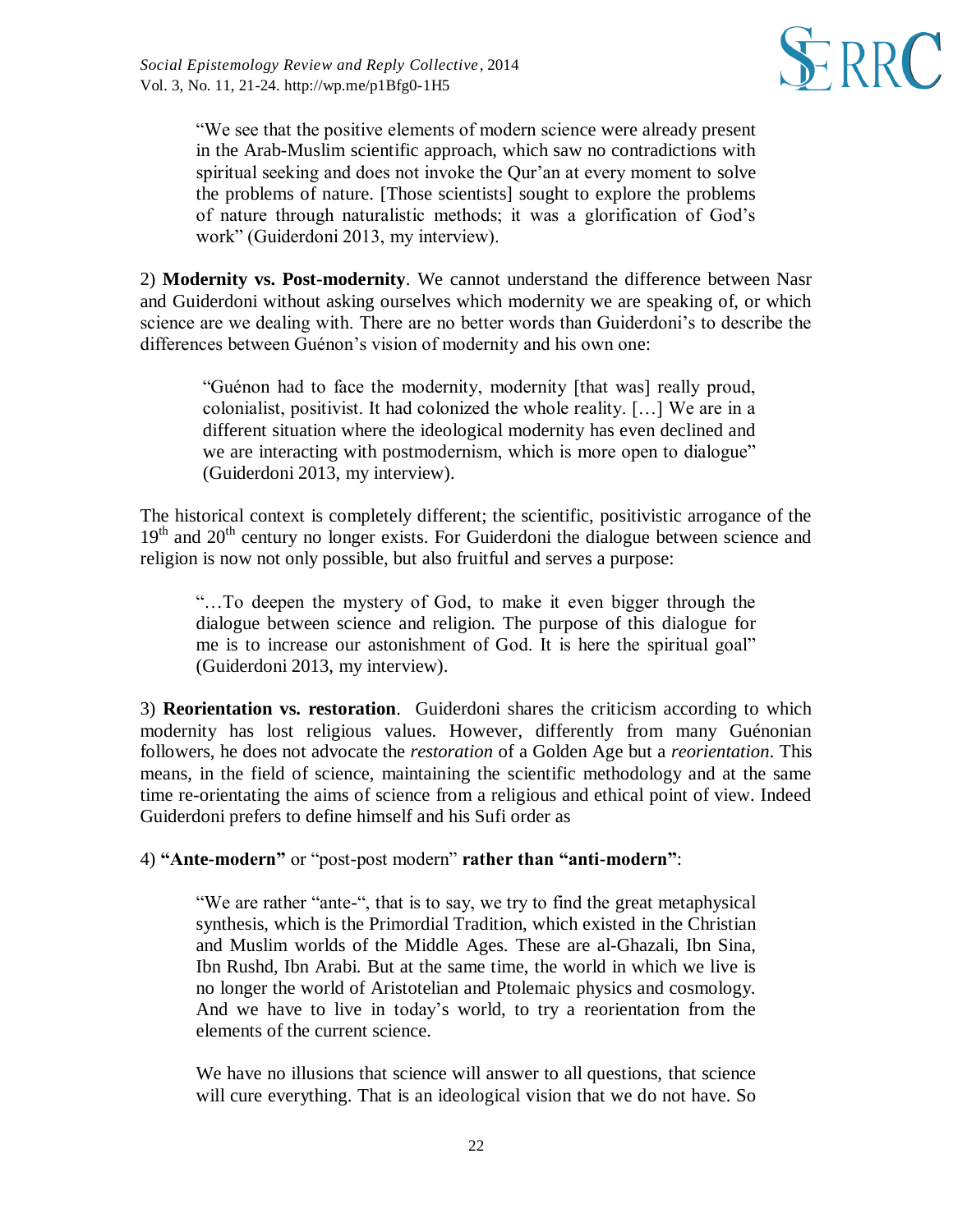> "We see that the positive elements of modern science were already present in the Arab-Muslim scientific approach, which saw no contradictions with spiritual seeking and does not invoke the Qur'an at every moment to solve the problems of nature. [Those scientists] sought to explore the problems of nature through naturalistic methods; it was a glorification of God's work" (Guiderdoni 2013, my interview).

2) **Modernity vs. Post-modernity**. We cannot understand the difference between Nasr and Guiderdoni without asking ourselves which modernity we are speaking of, or which science are we dealing with. There are no better words than Guiderdoni's to describe the differences between Guénon's vision of modernity and his own one:

> "Guénon had to face the modernity, modernity [that was] really proud, colonialist, positivist. It had colonized the whole reality. […] We are in a different situation where the ideological modernity has even declined and we are interacting with postmodernism, which is more open to dialogue" (Guiderdoni 2013, my interview).

The historical context is completely different; the scientific, positivistic arrogance of the 19th and 20th century no longer exists. For Guiderdoni the dialogue between science and religion is now not only possible, but also fruitful and serves a purpose:

> "…To deepen the mystery of God, to make it even bigger through the dialogue between science and religion. The purpose of this dialogue for me is to increase our astonishment of God. It is here the spiritual goal" (Guiderdoni 2013, my interview).

3) **Reorientation vs. restoration**. Guiderdoni shares the criticism according to which modernity has lost religious values. However, differently from many Guénonian followers, he does not advocate the *restoration* of a Golden Age but a *reorientation*. This means, in the field of science, maintaining the scientific methodology and at the same time re-orientating the aims of science from a religious and ethical point of view. Indeed Guiderdoni prefers to define himself and his Sufi order as

4) **"Ante-modern"** or "post-post modern" **rather than "anti-modern"**:

> "We are rather "ante-", that is to say, we try to find the great metaphysical synthesis, which is the Primordial Tradition, which existed in the Christian and Muslim worlds of the Middle Ages. These are al-Ghazali, Ibn Sina, Ibn Rushd, Ibn Arabi. But at the same time, the world in which we live is no longer the world of Aristotelian and Ptolemaic physics and cosmology. And we have to live in today's world, to try a reorientation from the elements of the current science.
>
> We have no illusions that science will answer to all questions, that science will cure everything. That is an ideological vision that we do not have. So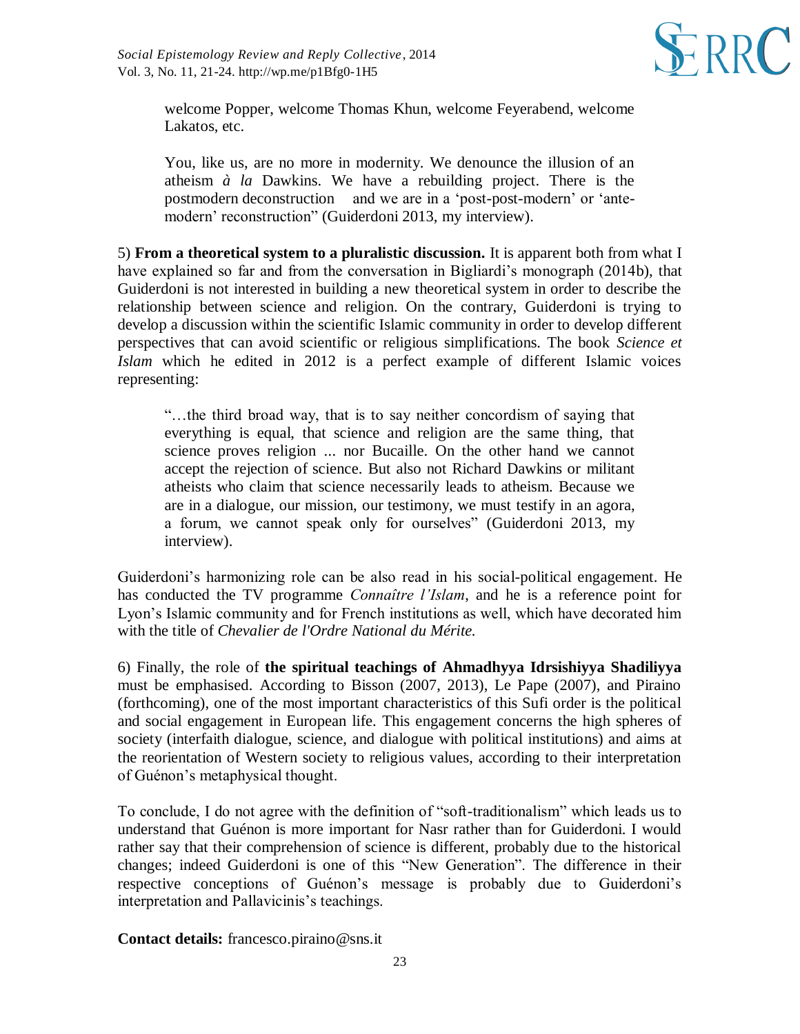> welcome Popper, welcome Thomas Khun, welcome Feyerabend, welcome Lakatos, etc.
>
> You, like us, are no more in modernity. We denounce the illusion of an atheism *à la* Dawkins. We have a rebuilding project. There is the postmodern deconstruction and we are in a 'post-post-modern' or 'ante-modern' reconstruction" (Guiderdoni 2013, my interview).

5) **From a theoretical system to a pluralistic discussion.** It is apparent both from what I have explained so far and from the conversation in Bigliardi's monograph (2014b), that Guiderdoni is not interested in building a new theoretical system in order to describe the relationship between science and religion. On the contrary, Guiderdoni is trying to develop a discussion within the scientific Islamic community in order to develop different perspectives that can avoid scientific or religious simplifications. The book *Science et Islam* which he edited in 2012 is a perfect example of different Islamic voices representing:

> "…the third broad way, that is to say neither concordism of saying that everything is equal, that science and religion are the same thing, that science proves religion ... nor Bucaille. On the other hand we cannot accept the rejection of science. But also not Richard Dawkins or militant atheists who claim that science necessarily leads to atheism. Because we are in a dialogue, our mission, our testimony, we must testify in an agora, a forum, we cannot speak only for ourselves" (Guiderdoni 2013, my interview).

Guiderdoni's harmonizing role can be also read in his social-political engagement. He has conducted the TV programme *Connaître l'Islam*, and he is a reference point for Lyon's Islamic community and for French institutions as well, which have decorated him with the title of *Chevalier de l'Ordre National du Mérite.*

6) Finally, the role of **the spiritual teachings of Ahmadhyya Idrsishiyya Shadiliyya** must be emphasised. According to Bisson (2007, 2013), Le Pape (2007), and Piraino (forthcoming), one of the most important characteristics of this Sufi order is the political and social engagement in European life. This engagement concerns the high spheres of society (interfaith dialogue, science, and dialogue with political institutions) and aims at the reorientation of Western society to religious values, according to their interpretation of Guénon's metaphysical thought.

To conclude, I do not agree with the definition of "soft-traditionalism" which leads us to understand that Guénon is more important for Nasr rather than for Guiderdoni. I would rather say that their comprehension of science is different, probably due to the historical changes; indeed Guiderdoni is one of this "New Generation". The difference in their respective conceptions of Guénon's message is probably due to Guiderdoni's interpretation and Pallavicinis's teachings.

**Contact details:** francesco.piraino@sns.it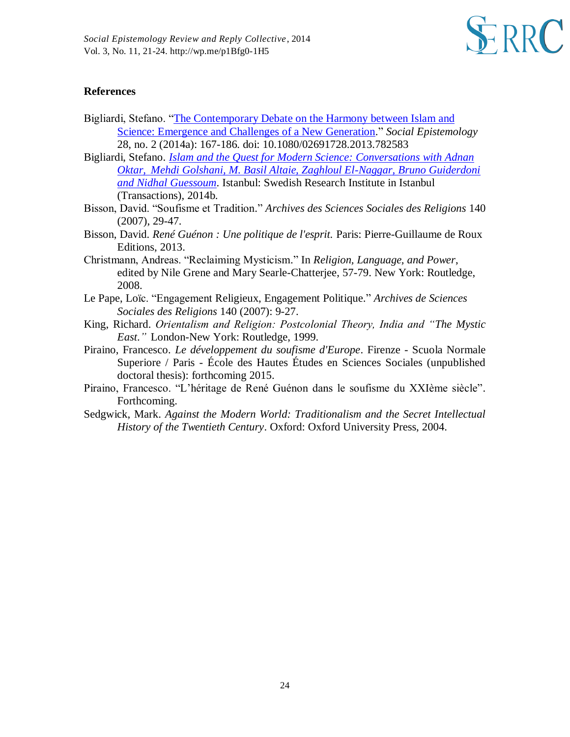## References

Bigliardi, Stefano. "The Contemporary Debate on the Harmony between Islam and Science: Emergence and Challenges of a New Generation." *Social Epistemology* 28, no. 2 (2014a): 167-186. doi: 10.1080/02691728.2013.782583

Bigliardi, Stefano. *Islam and the Quest for Modern Science: Conversations with Adnan Oktar, Mehdi Golshani, M. Basil Altaie, Zaghloul El-Naggar, Bruno Guiderdoni and Nidhal Guessoum*. Istanbul: Swedish Research Institute in Istanbul (Transactions), 2014b.

Bisson, David. "Soufisme et Tradition." *Archives des Sciences Sociales des Religions* 140 (2007), 29-47.

Bisson, David. *René Guénon : Une politique de l'esprit.* Paris: Pierre-Guillaume de Roux Editions, 2013.

Christmann, Andreas. "Reclaiming Mysticism." In *Religion, Language, and Power*, edited by Nile Grene and Mary Searle-Chatterjee, 57-79. New York: Routledge, 2008.

Le Pape, Loïc. "Engagement Religieux, Engagement Politique." *Archives de Sciences Sociales des Religions* 140 (2007): 9-27.

King, Richard. *Orientalism and Religion: Postcolonial Theory, India and "The Mystic East."* London-New York: Routledge, 1999.

Piraino, Francesco. *Le développement du soufisme d'Europe*. Firenze - Scuola Normale Superiore / Paris - École des Hautes Études en Sciences Sociales (unpublished doctoral thesis): forthcoming 2015.

Piraino, Francesco. "L'héritage de René Guénon dans le soufisme du XXIème siècle". Forthcoming.

Sedgwick, Mark. *Against the Modern World: Traditionalism and the Secret Intellectual History of the Twentieth Century*. Oxford: Oxford University Press, 2004.